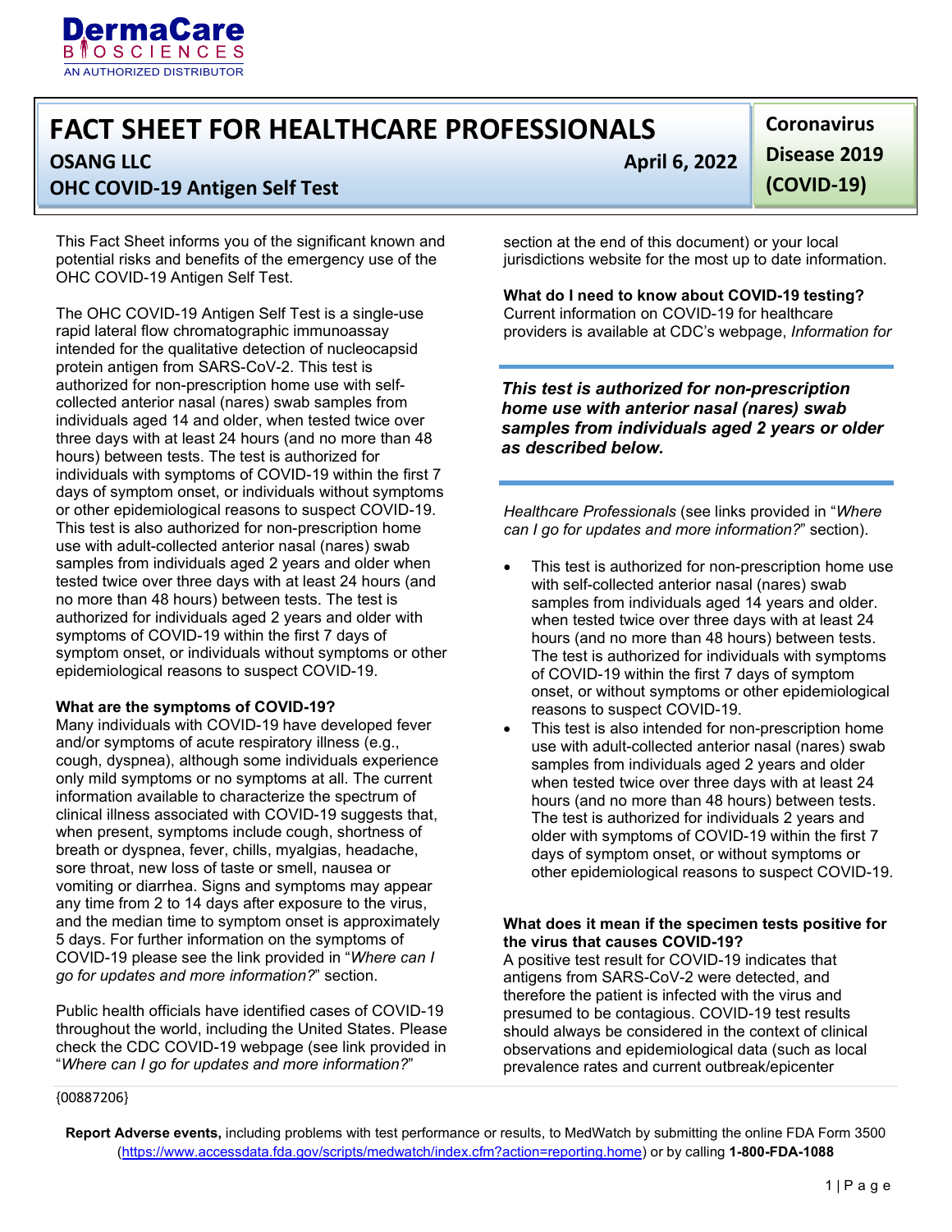DermaCare BIOSCIENCES
AN AUTHORIZED DISTRIBUTOR

# FACT SHEET FOR HEALTHCARE PROFESSIONALS

**OSANG LLC** **April 6, 2022**

**OHC COVID-19 Antigen Self Test**

**Coronavirus Disease 2019 (COVID-19)**

This Fact Sheet informs you of the significant known and potential risks and benefits of the emergency use of the OHC COVID-19 Antigen Self Test.

The OHC COVID-19 Antigen Self Test is a single-use rapid lateral flow chromatographic immunoassay intended for the qualitative detection of nucleocapsid protein antigen from SARS-CoV-2. This test is authorized for non-prescription home use with self-collected anterior nasal (nares) swab samples from individuals aged 14 and older, when tested twice over three days with at least 24 hours (and no more than 48 hours) between tests. The test is authorized for individuals with symptoms of COVID-19 within the first 7 days of symptom onset, or individuals without symptoms or other epidemiological reasons to suspect COVID-19. This test is also authorized for non-prescription home use with adult-collected anterior nasal (nares) swab samples from individuals aged 2 years and older when tested twice over three days with at least 24 hours (and no more than 48 hours) between tests. The test is authorized for individuals aged 2 years and older with symptoms of COVID-19 within the first 7 days of symptom onset, or individuals without symptoms or other epidemiological reasons to suspect COVID-19.

**What are the symptoms of COVID-19?**
Many individuals with COVID-19 have developed fever and/or symptoms of acute respiratory illness (e.g., cough, dyspnea), although some individuals experience only mild symptoms or no symptoms at all. The current information available to characterize the spectrum of clinical illness associated with COVID-19 suggests that, when present, symptoms include cough, shortness of breath or dyspnea, fever, chills, myalgias, headache, sore throat, new loss of taste or smell, nausea or vomiting or diarrhea. Signs and symptoms may appear any time from 2 to 14 days after exposure to the virus, and the median time to symptom onset is approximately 5 days. For further information on the symptoms of COVID-19 please see the link provided in "*Where can I go for updates and more information?*" section.

Public health officials have identified cases of COVID-19 throughout the world, including the United States. Please check the CDC COVID-19 webpage (see link provided in "*Where can I go for updates and more information?*" section at the end of this document) or your local jurisdictions website for the most up to date information.

**What do I need to know about COVID-19 testing?**
Current information on COVID-19 for healthcare providers is available at CDC's webpage, *Information for Healthcare Professionals* (see links provided in "*Where can I go for updates and more information?*" section).

***This test is authorized for non-prescription home use with anterior nasal (nares) swab samples from individuals aged 2 years or older as described below.***

- This test is authorized for non-prescription home use with self-collected anterior nasal (nares) swab samples from individuals aged 14 years and older. when tested twice over three days with at least 24 hours (and no more than 48 hours) between tests. The test is authorized for individuals with symptoms of COVID-19 within the first 7 days of symptom onset, or without symptoms or other epidemiological reasons to suspect COVID-19.
- This test is also intended for non-prescription home use with adult-collected anterior nasal (nares) swab samples from individuals aged 2 years and older when tested twice over three days with at least 24 hours (and no more than 48 hours) between tests. The test is authorized for individuals 2 years and older with symptoms of COVID-19 within the first 7 days of symptom onset, or without symptoms or other epidemiological reasons to suspect COVID-19.

**What does it mean if the specimen tests positive for the virus that causes COVID-19?**
A positive test result for COVID-19 indicates that antigens from SARS-CoV-2 were detected, and therefore the patient is infected with the virus and presumed to be contagious. COVID-19 test results should always be considered in the context of clinical observations and epidemiological data (such as local prevalence rates and current outbreak/epicenter

{00887206}

**Report Adverse events,** including problems with test performance or results, to MedWatch by submitting the online FDA Form 3500 (https://www.accessdata.fda.gov/scripts/medwatch/index.cfm?action=reporting.home) or by calling **1-800-FDA-1088**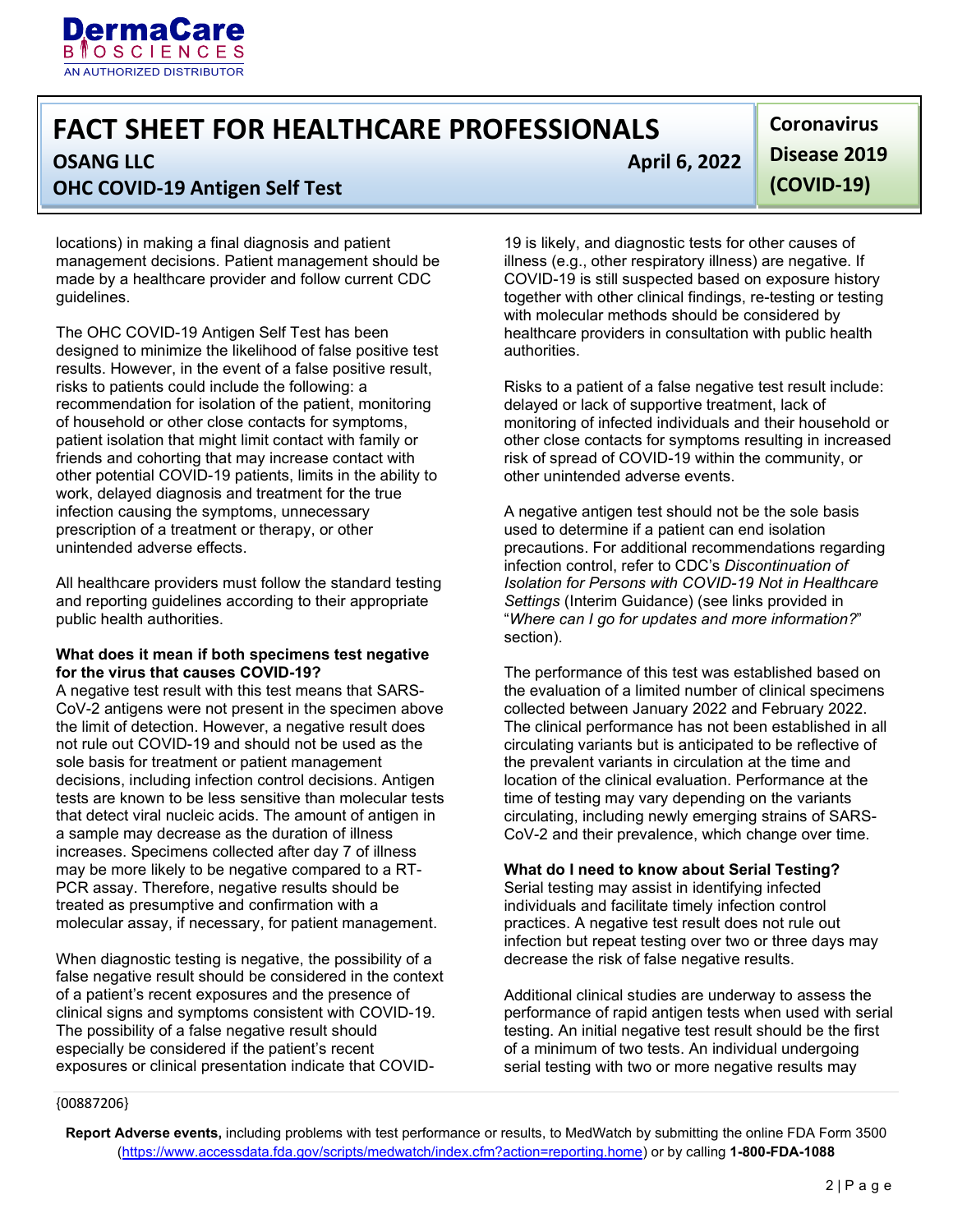locations) in making a final diagnosis and patient management decisions. Patient management should be made by a healthcare provider and follow current CDC guidelines.

The OHC COVID-19 Antigen Self Test has been designed to minimize the likelihood of false positive test results. However, in the event of a false positive result, risks to patients could include the following: a recommendation for isolation of the patient, monitoring of household or other close contacts for symptoms, patient isolation that might limit contact with family or friends and cohorting that may increase contact with other potential COVID-19 patients, limits in the ability to work, delayed diagnosis and treatment for the true infection causing the symptoms, unnecessary prescription of a treatment or therapy, or other unintended adverse effects.

All healthcare providers must follow the standard testing and reporting guidelines according to their appropriate public health authorities.

**What does it mean if both specimens test negative for the virus that causes COVID-19?**

A negative test result with this test means that SARS-CoV-2 antigens were not present in the specimen above the limit of detection. However, a negative result does not rule out COVID-19 and should not be used as the sole basis for treatment or patient management decisions, including infection control decisions. Antigen tests are known to be less sensitive than molecular tests that detect viral nucleic acids. The amount of antigen in a sample may decrease as the duration of illness increases. Specimens collected after day 7 of illness may be more likely to be negative compared to a RT-PCR assay. Therefore, negative results should be treated as presumptive and confirmation with a molecular assay, if necessary, for patient management.

When diagnostic testing is negative, the possibility of a false negative result should be considered in the context of a patient's recent exposures and the presence of clinical signs and symptoms consistent with COVID-19. The possibility of a false negative result should especially be considered if the patient's recent exposures or clinical presentation indicate that COVID-19 is likely, and diagnostic tests for other causes of illness (e.g., other respiratory illness) are negative. If COVID-19 is still suspected based on exposure history together with other clinical findings, re-testing or testing with molecular methods should be considered by healthcare providers in consultation with public health authorities.

Risks to a patient of a false negative test result include: delayed or lack of supportive treatment, lack of monitoring of infected individuals and their household or other close contacts for symptoms resulting in increased risk of spread of COVID-19 within the community, or other unintended adverse events.

A negative antigen test should not be the sole basis used to determine if a patient can end isolation precautions. For additional recommendations regarding infection control, refer to CDC's *Discontinuation of Isolation for Persons with COVID-19 Not in Healthcare Settings* (Interim Guidance) (see links provided in "*Where can I go for updates and more information?*" section).

The performance of this test was established based on the evaluation of a limited number of clinical specimens collected between January 2022 and February 2022. The clinical performance has not been established in all circulating variants but is anticipated to be reflective of the prevalent variants in circulation at the time and location of the clinical evaluation. Performance at the time of testing may vary depending on the variants circulating, including newly emerging strains of SARS-CoV-2 and their prevalence, which change over time.

**What do I need to know about Serial Testing?**

Serial testing may assist in identifying infected individuals and facilitate timely infection control practices. A negative test result does not rule out infection but repeat testing over two or three days may decrease the risk of false negative results.

Additional clinical studies are underway to assess the performance of rapid antigen tests when used with serial testing. An initial negative test result should be the first of a minimum of two tests. An individual undergoing serial testing with two or more negative results may

{00887206}

**Report Adverse events,** including problems with test performance or results, to MedWatch by submitting the online FDA Form 3500 (https://www.accessdata.fda.gov/scripts/medwatch/index.cfm?action=reporting.home) or by calling **1-800-FDA-1088**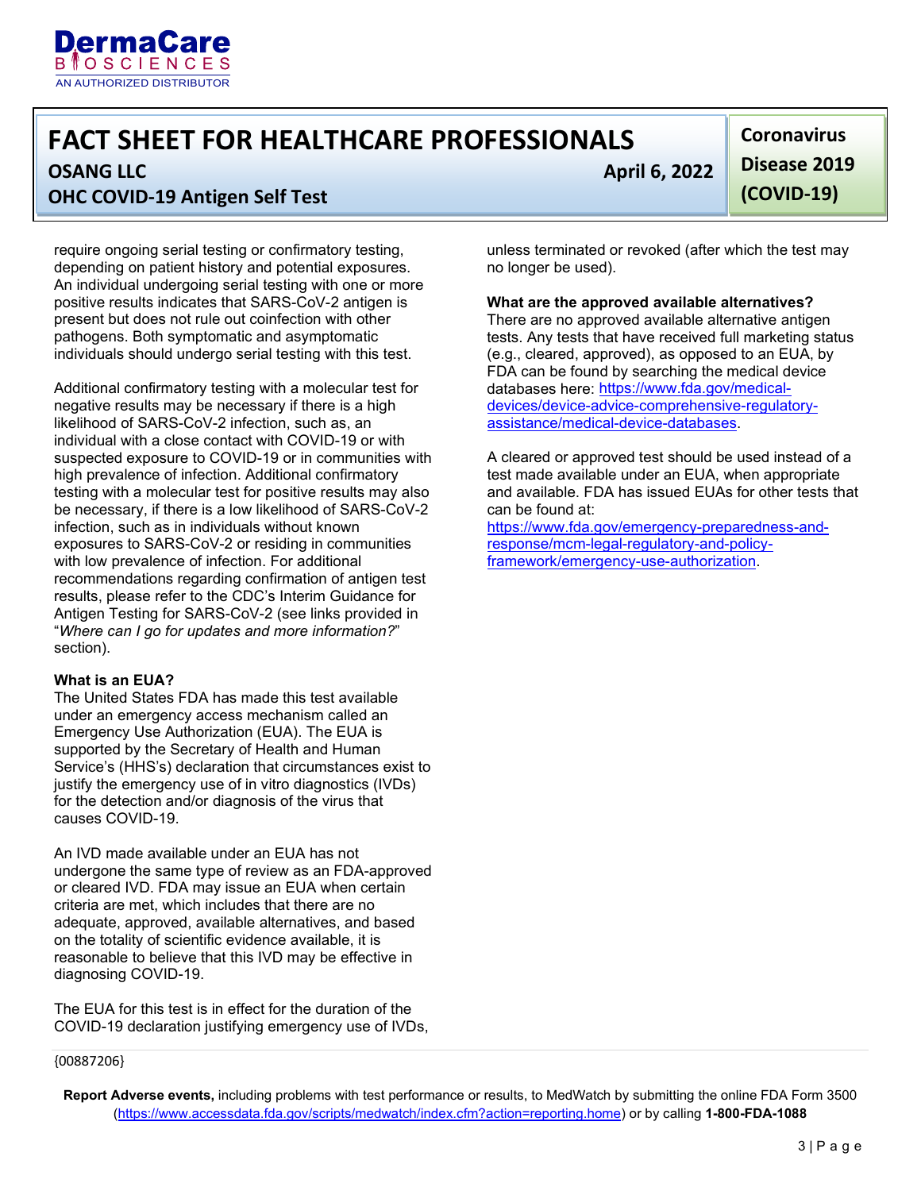require ongoing serial testing or confirmatory testing, depending on patient history and potential exposures. An individual undergoing serial testing with one or more positive results indicates that SARS-CoV-2 antigen is present but does not rule out coinfection with other pathogens. Both symptomatic and asymptomatic individuals should undergo serial testing with this test.

Additional confirmatory testing with a molecular test for negative results may be necessary if there is a high likelihood of SARS-CoV-2 infection, such as, an individual with a close contact with COVID-19 or with suspected exposure to COVID-19 or in communities with high prevalence of infection. Additional confirmatory testing with a molecular test for positive results may also be necessary, if there is a low likelihood of SARS-CoV-2 infection, such as in individuals without known exposures to SARS-CoV-2 or residing in communities with low prevalence of infection. For additional recommendations regarding confirmation of antigen test results, please refer to the CDC's Interim Guidance for Antigen Testing for SARS-CoV-2 (see links provided in "*Where can I go for updates and more information?*" section).

**What is an EUA?**

The United States FDA has made this test available under an emergency access mechanism called an Emergency Use Authorization (EUA). The EUA is supported by the Secretary of Health and Human Service's (HHS's) declaration that circumstances exist to justify the emergency use of in vitro diagnostics (IVDs) for the detection and/or diagnosis of the virus that causes COVID-19.

An IVD made available under an EUA has not undergone the same type of review as an FDA-approved or cleared IVD. FDA may issue an EUA when certain criteria are met, which includes that there are no adequate, approved, available alternatives, and based on the totality of scientific evidence available, it is reasonable to believe that this IVD may be effective in diagnosing COVID-19.

The EUA for this test is in effect for the duration of the COVID-19 declaration justifying emergency use of IVDs, unless terminated or revoked (after which the test may no longer be used).

**What are the approved available alternatives?**

There are no approved available alternative antigen tests. Any tests that have received full marketing status (e.g., cleared, approved), as opposed to an EUA, by FDA can be found by searching the medical device databases here: https://www.fda.gov/medical-devices/device-advice-comprehensive-regulatory-assistance/medical-device-databases.

A cleared or approved test should be used instead of a test made available under an EUA, when appropriate and available. FDA has issued EUAs for other tests that can be found at: https://www.fda.gov/emergency-preparedness-and-response/mcm-legal-regulatory-and-policy-framework/emergency-use-authorization.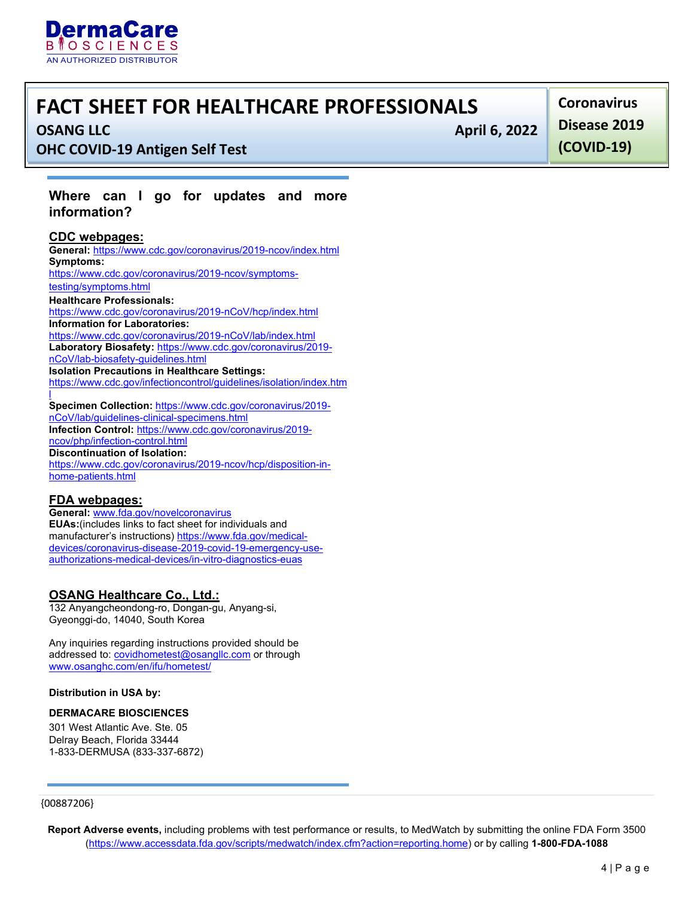## Where can I go for updates and more information?

### CDC webpages:

**General:** https://www.cdc.gov/coronavirus/2019-ncov/index.html
**Symptoms:**
https://www.cdc.gov/coronavirus/2019-ncov/symptoms-testing/symptoms.html
**Healthcare Professionals:**
https://www.cdc.gov/coronavirus/2019-nCoV/hcp/index.html
**Information for Laboratories:**
https://www.cdc.gov/coronavirus/2019-nCoV/lab/index.html
**Laboratory Biosafety:** https://www.cdc.gov/coronavirus/2019-nCoV/lab-biosafety-guidelines.html
**Isolation Precautions in Healthcare Settings:**
https://www.cdc.gov/infectioncontrol/guidelines/isolation/index.html
**Specimen Collection:** https://www.cdc.gov/coronavirus/2019-nCoV/lab/guidelines-clinical-specimens.html
**Infection Control:** https://www.cdc.gov/coronavirus/2019-ncov/php/infection-control.html
**Discontinuation of Isolation:**
https://www.cdc.gov/coronavirus/2019-ncov/hcp/disposition-in-home-patients.html

### FDA webpages:

**General:** www.fda.gov/novelcoronavirus
**EUAs:**(includes links to fact sheet for individuals and manufacturer's instructions) https://www.fda.gov/medical-devices/coronavirus-disease-2019-covid-19-emergency-use-authorizations-medical-devices/in-vitro-diagnostics-euas

### OSANG Healthcare Co., Ltd.:

132 Anyangcheondong-ro, Dongan-gu, Anyang-si, Gyeonggi-do, 14040, South Korea

Any inquiries regarding instructions provided should be addressed to: covidhometest@osangllc.com or through www.osanghc.com/en/ifu/hometest/

**Distribution in USA by:**

**DERMACARE BIOSCIENCES**
301 West Atlantic Ave. Ste. 05
Delray Beach, Florida 33444
1-833-DERMUSA (833-337-6872)

{00887206}

**Report Adverse events,** including problems with test performance or results, to MedWatch by submitting the online FDA Form 3500 (https://www.accessdata.fda.gov/scripts/medwatch/index.cfm?action=reporting.home) or by calling **1-800-FDA-1088**